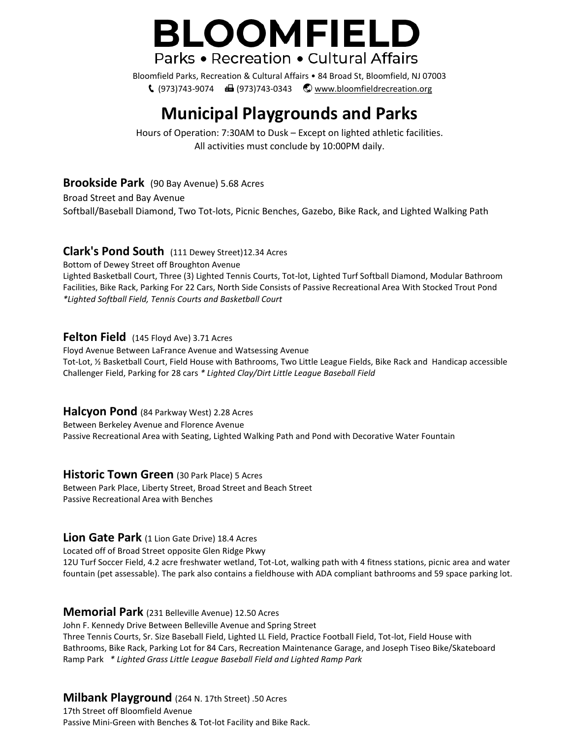# BLOOMFIELD

Parks • Recreation • Cultural Affairs

Bloomfield Parks, Recreation & Cultural Affairs • 84 Broad St, Bloomfield, NJ 07003

(973)743-9074 (973)743-0343 www.bloomfieldrecreation.org

## Municipal Playgrounds and Parks

Hours of Operation: 7:30AM to Dusk – Except on lighted athletic facilities.
All activities must conclude by 10:00PM daily.

**Brookside Park** (90 Bay Avenue) 5.68 Acres
Broad Street and Bay Avenue
Softball/Baseball Diamond, Two Tot-lots, Picnic Benches, Gazebo, Bike Rack, and Lighted Walking Path

**Clark's Pond South** (111 Dewey Street)12.34 Acres
Bottom of Dewey Street off Broughton Avenue
Lighted Basketball Court, Three (3) Lighted Tennis Courts, Tot-lot, Lighted Turf Softball Diamond, Modular Bathroom Facilities, Bike Rack, Parking For 22 Cars, North Side Consists of Passive Recreational Area With Stocked Trout Pond
*\*Lighted Softball Field, Tennis Courts and Basketball Court*

**Felton Field** (145 Floyd Ave) 3.71 Acres
Floyd Avenue Between LaFrance Avenue and Watsessing Avenue
Tot-Lot, ½ Basketball Court, Field House with Bathrooms, Two Little League Fields, Bike Rack and Handicap accessible Challenger Field, Parking for 28 cars *\* Lighted Clay/Dirt Little League Baseball Field*

**Halcyon Pond** (84 Parkway West) 2.28 Acres
Between Berkeley Avenue and Florence Avenue
Passive Recreational Area with Seating, Lighted Walking Path and Pond with Decorative Water Fountain

**Historic Town Green** (30 Park Place) 5 Acres
Between Park Place, Liberty Street, Broad Street and Beach Street
Passive Recreational Area with Benches

**Lion Gate Park** (1 Lion Gate Drive) 18.4 Acres
Located off of Broad Street opposite Glen Ridge Pkwy
12U Turf Soccer Field, 4.2 acre freshwater wetland, Tot-Lot, walking path with 4 fitness stations, picnic area and water fountain (pet assessable). The park also contains a fieldhouse with ADA compliant bathrooms and 59 space parking lot.

**Memorial Park** (231 Belleville Avenue) 12.50 Acres
John F. Kennedy Drive Between Belleville Avenue and Spring Street
Three Tennis Courts, Sr. Size Baseball Field, Lighted LL Field, Practice Football Field, Tot-lot, Field House with Bathrooms, Bike Rack, Parking Lot for 84 Cars, Recreation Maintenance Garage, and Joseph Tiseo Bike/Skateboard Ramp Park *\* Lighted Grass Little League Baseball Field and Lighted Ramp Park*

**Milbank Playground** (264 N. 17th Street) .50 Acres
17th Street off Bloomfield Avenue
Passive Mini-Green with Benches & Tot-lot Facility and Bike Rack.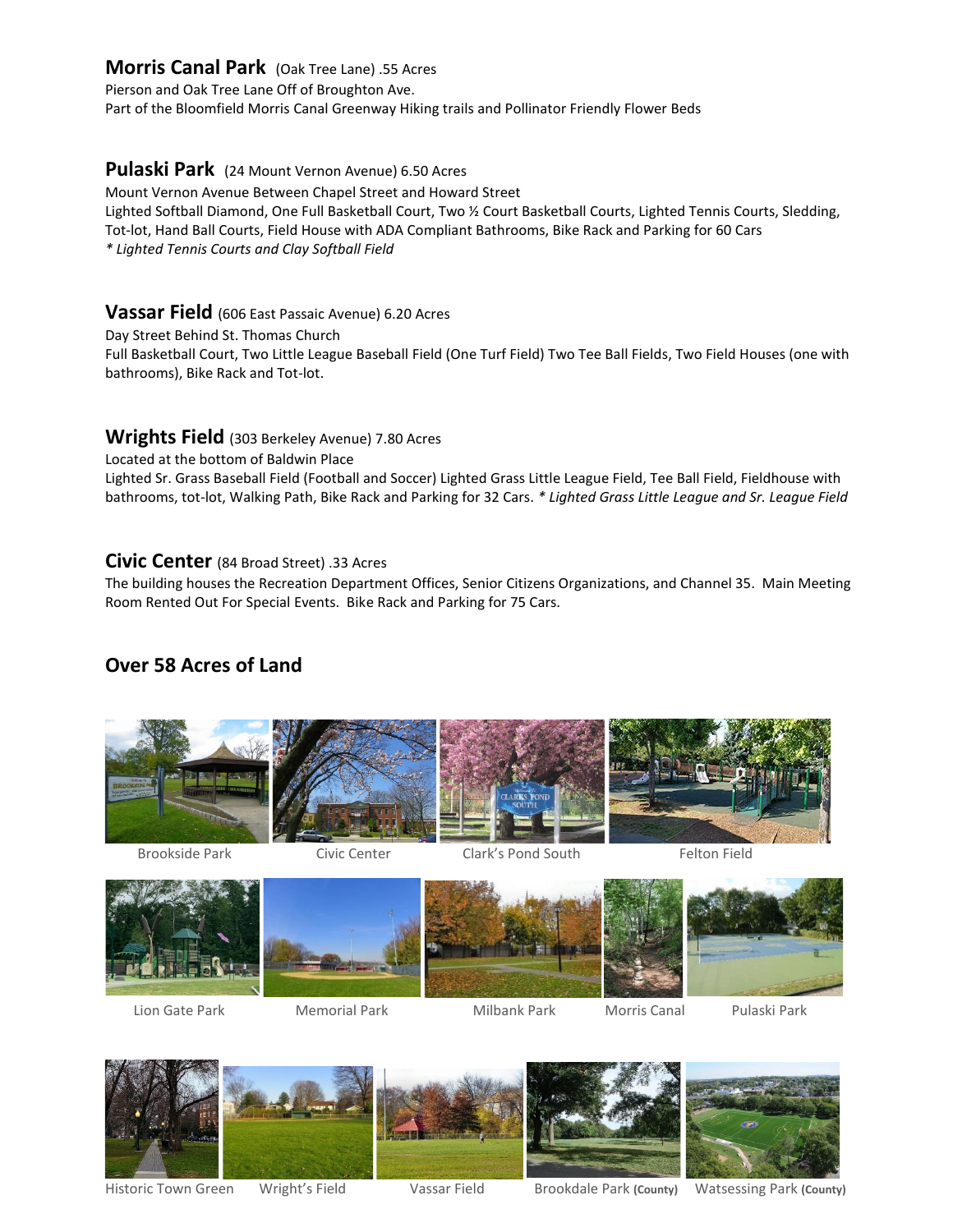## Morris Canal Park (Oak Tree Lane) .55 Acres

Pierson and Oak Tree Lane Off of Broughton Ave.
Part of the Bloomfield Morris Canal Greenway Hiking trails and Pollinator Friendly Flower Beds

## Pulaski Park (24 Mount Vernon Avenue) 6.50 Acres

Mount Vernon Avenue Between Chapel Street and Howard Street
Lighted Softball Diamond, One Full Basketball Court, Two ½ Court Basketball Courts, Lighted Tennis Courts, Sledding, Tot-lot, Hand Ball Courts, Field House with ADA Compliant Bathrooms, Bike Rack and Parking for 60 Cars
*\* Lighted Tennis Courts and Clay Softball Field*

## Vassar Field (606 East Passaic Avenue) 6.20 Acres

Day Street Behind St. Thomas Church
Full Basketball Court, Two Little League Baseball Field (One Turf Field) Two Tee Ball Fields, Two Field Houses (one with bathrooms), Bike Rack and Tot-lot.

## Wrights Field (303 Berkeley Avenue) 7.80 Acres

Located at the bottom of Baldwin Place
Lighted Sr. Grass Baseball Field (Football and Soccer) Lighted Grass Little League Field, Tee Ball Field, Fieldhouse with bathrooms, tot-lot, Walking Path, Bike Rack and Parking for 32 Cars. *\* Lighted Grass Little League and Sr. League Field*

## Civic Center (84 Broad Street) .33 Acres

The building houses the Recreation Department Offices, Senior Citizens Organizations, and Channel 35. Main Meeting Room Rented Out For Special Events. Bike Rack and Parking for 75 Cars.

## Over 58 Acres of Land

Brookside Park

Civic Center

Clark's Pond South

Felton Field

Lion Gate Park

Memorial Park

Milbank Park

Morris Canal

Pulaski Park

Historic Town Green

Wright's Field

Vassar Field

Brookdale Park **(County)**

Watsessing Park **(County)**